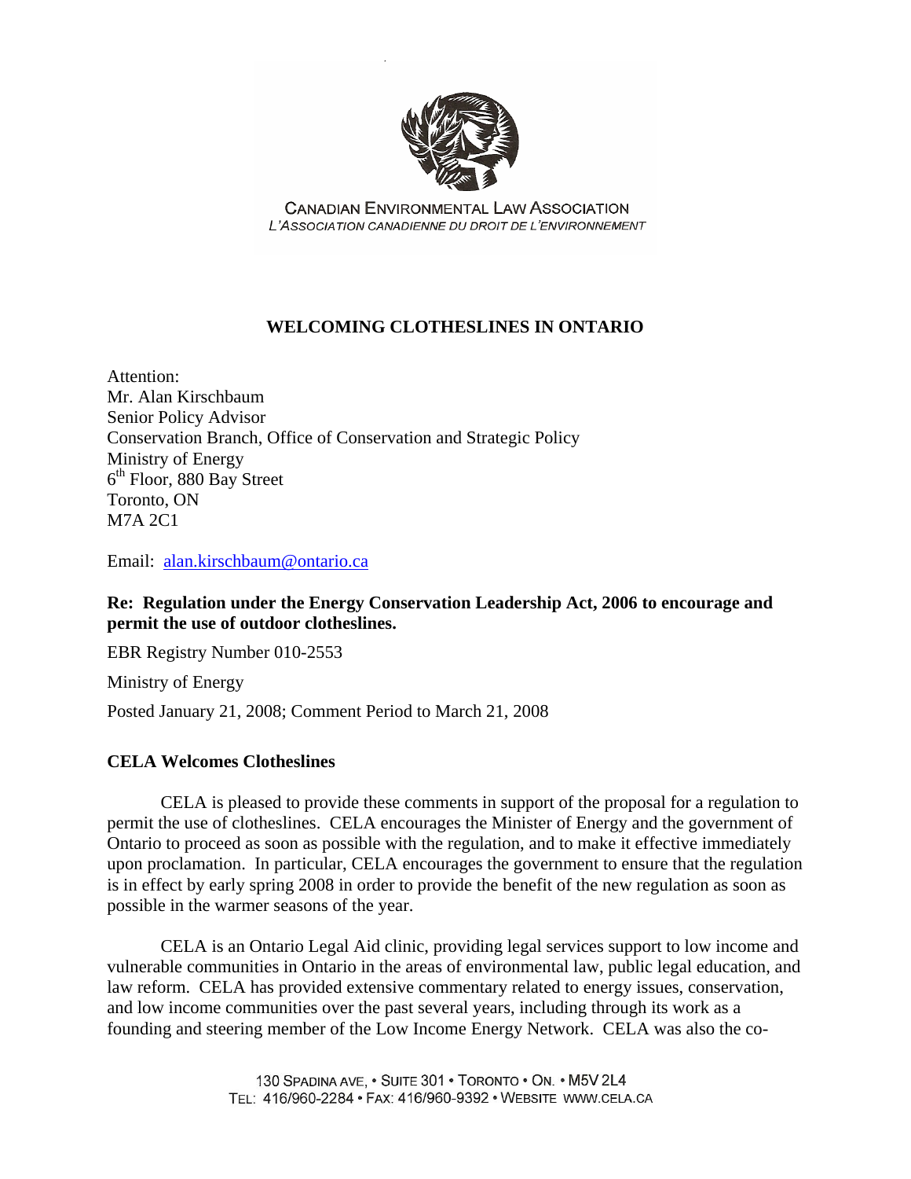CANADIAN ENVIRONMENTAL LAW ASSOCIATION
*L'ASSOCIATION CANADIENNE DU DROIT DE L'ENVIRONNEMENT*

# WELCOMING CLOTHESLINES IN ONTARIO

Attention:
Mr. Alan Kirschbaum
Senior Policy Advisor
Conservation Branch, Office of Conservation and Strategic Policy
Ministry of Energy
6th Floor, 880 Bay Street
Toronto, ON
M7A 2C1

Email: alan.kirschbaum@ontario.ca

**Re: Regulation under the Energy Conservation Leadership Act, 2006 to encourage and permit the use of outdoor clotheslines.**

EBR Registry Number 010-2553

Ministry of Energy

Posted January 21, 2008; Comment Period to March 21, 2008

## CELA Welcomes Clotheslines

CELA is pleased to provide these comments in support of the proposal for a regulation to permit the use of clotheslines. CELA encourages the Minister of Energy and the government of Ontario to proceed as soon as possible with the regulation, and to make it effective immediately upon proclamation. In particular, CELA encourages the government to ensure that the regulation is in effect by early spring 2008 in order to provide the benefit of the new regulation as soon as possible in the warmer seasons of the year.

CELA is an Ontario Legal Aid clinic, providing legal services support to low income and vulnerable communities in Ontario in the areas of environmental law, public legal education, and law reform. CELA has provided extensive commentary related to energy issues, conservation, and low income communities over the past several years, including through its work as a founding and steering member of the Low Income Energy Network. CELA was also the co-

130 SPADINA AVE, • SUITE 301 • TORONTO • ON. • M5V 2L4
TEL: 416/960-2284 • FAX: 416/960-9392 • WEBSITE WWW.CELA.CA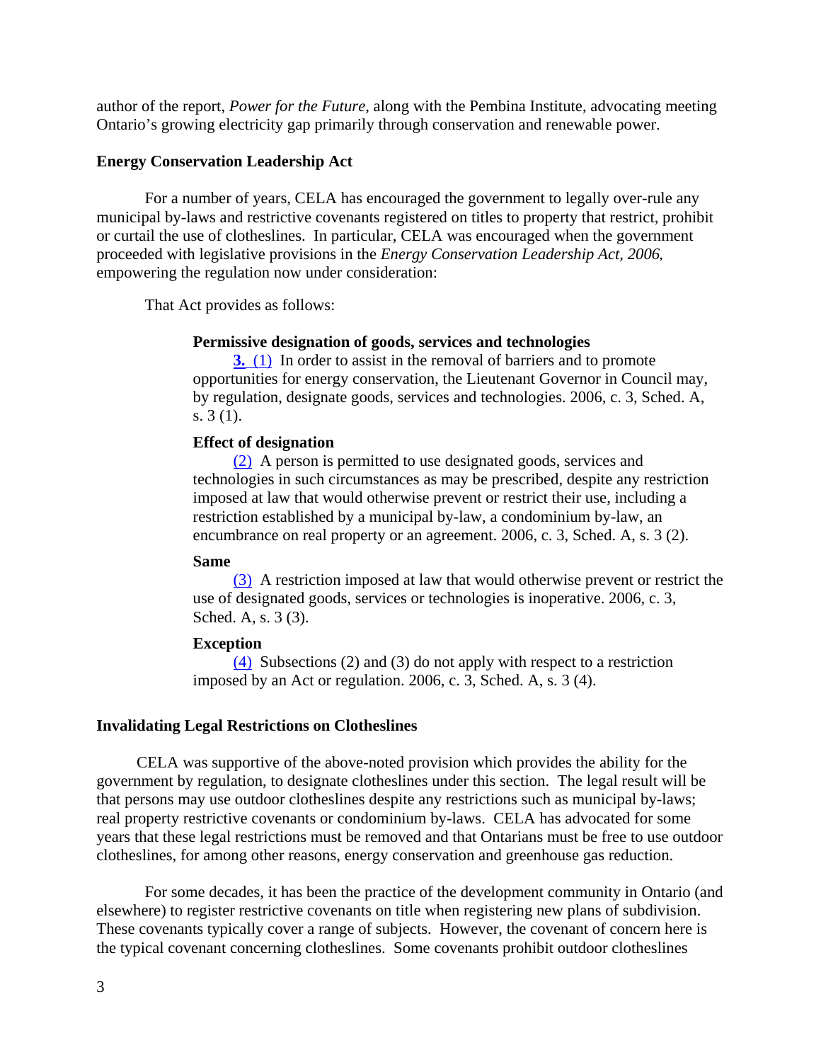author of the report, *Power for the Future*, along with the Pembina Institute, advocating meeting Ontario's growing electricity gap primarily through conservation and renewable power.

**Energy Conservation Leadership Act**

For a number of years, CELA has encouraged the government to legally over-rule any municipal by-laws and restrictive covenants registered on titles to property that restrict, prohibit or curtail the use of clotheslines. In particular, CELA was encouraged when the government proceeded with legislative provisions in the *Energy Conservation Leadership Act, 2006,* empowering the regulation now under consideration:

That Act provides as follows:

> **Permissive designation of goods, services and technologies**
>
> **3.** (1) In order to assist in the removal of barriers and to promote opportunities for energy conservation, the Lieutenant Governor in Council may, by regulation, designate goods, services and technologies. 2006, c. 3, Sched. A, s. 3 (1).
>
> **Effect of designation**
>
> (2) A person is permitted to use designated goods, services and technologies in such circumstances as may be prescribed, despite any restriction imposed at law that would otherwise prevent or restrict their use, including a restriction established by a municipal by-law, a condominium by-law, an encumbrance on real property or an agreement. 2006, c. 3, Sched. A, s. 3 (2).
>
> **Same**
>
> (3) A restriction imposed at law that would otherwise prevent or restrict the use of designated goods, services or technologies is inoperative. 2006, c. 3, Sched. A, s. 3 (3).
>
> **Exception**
>
> (4) Subsections (2) and (3) do not apply with respect to a restriction imposed by an Act or regulation. 2006, c. 3, Sched. A, s. 3 (4).

**Invalidating Legal Restrictions on Clotheslines**

CELA was supportive of the above-noted provision which provides the ability for the government by regulation, to designate clotheslines under this section. The legal result will be that persons may use outdoor clotheslines despite any restrictions such as municipal by-laws; real property restrictive covenants or condominium by-laws. CELA has advocated for some years that these legal restrictions must be removed and that Ontarians must be free to use outdoor clotheslines, for among other reasons, energy conservation and greenhouse gas reduction.

For some decades, it has been the practice of the development community in Ontario (and elsewhere) to register restrictive covenants on title when registering new plans of subdivision. These covenants typically cover a range of subjects. However, the covenant of concern here is the typical covenant concerning clotheslines. Some covenants prohibit outdoor clotheslines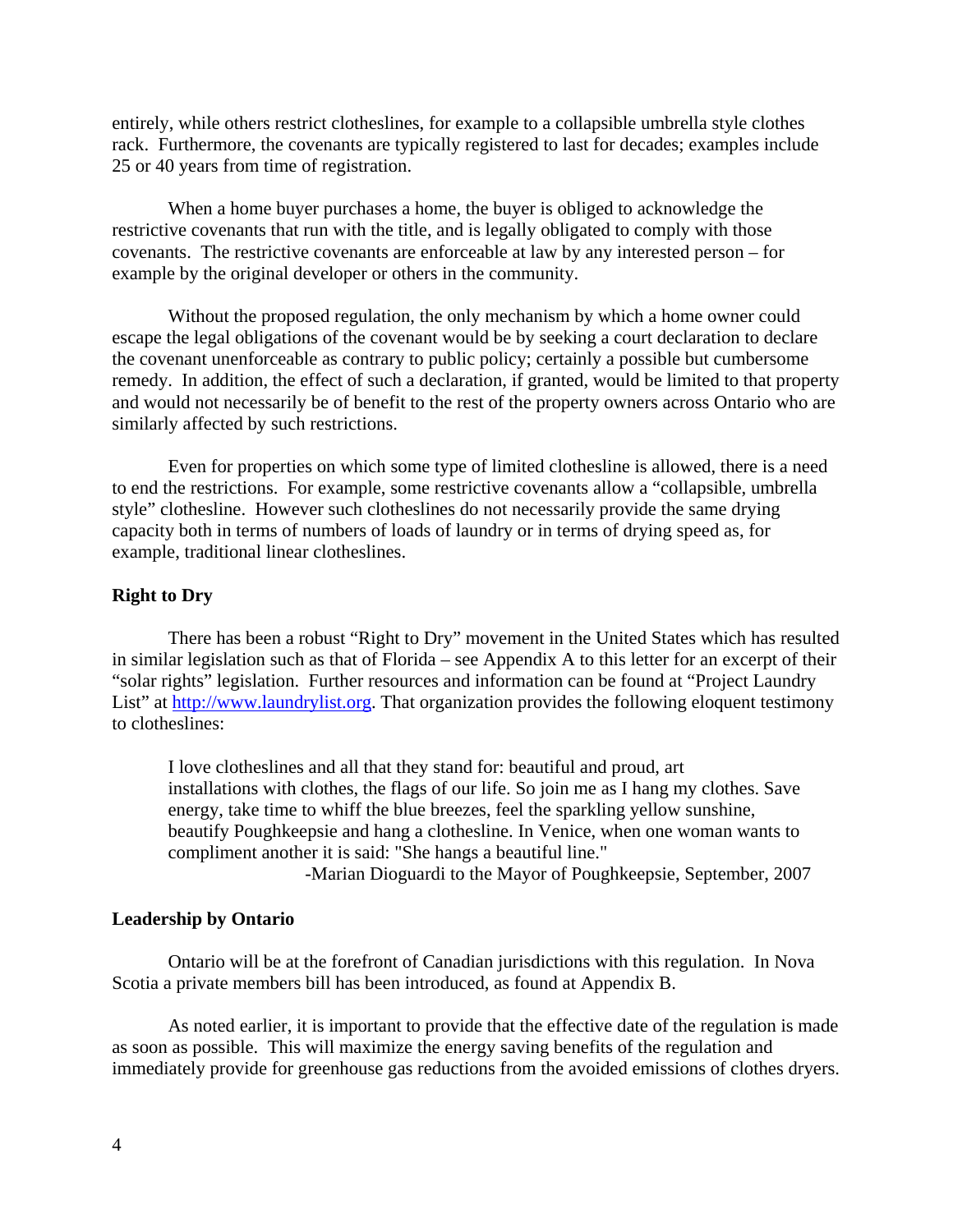entirely, while others restrict clotheslines, for example to a collapsible umbrella style clothes rack. Furthermore, the covenants are typically registered to last for decades; examples include 25 or 40 years from time of registration.

When a home buyer purchases a home, the buyer is obliged to acknowledge the restrictive covenants that run with the title, and is legally obligated to comply with those covenants. The restrictive covenants are enforceable at law by any interested person – for example by the original developer or others in the community.

Without the proposed regulation, the only mechanism by which a home owner could escape the legal obligations of the covenant would be by seeking a court declaration to declare the covenant unenforceable as contrary to public policy; certainly a possible but cumbersome remedy. In addition, the effect of such a declaration, if granted, would be limited to that property and would not necessarily be of benefit to the rest of the property owners across Ontario who are similarly affected by such restrictions.

Even for properties on which some type of limited clothesline is allowed, there is a need to end the restrictions. For example, some restrictive covenants allow a "collapsible, umbrella style" clothesline. However such clotheslines do not necessarily provide the same drying capacity both in terms of numbers of loads of laundry or in terms of drying speed as, for example, traditional linear clotheslines.

**Right to Dry**

There has been a robust "Right to Dry" movement in the United States which has resulted in similar legislation such as that of Florida – see Appendix A to this letter for an excerpt of their "solar rights" legislation. Further resources and information can be found at "Project Laundry List" at [http://www.laundrylist.org](http://www.laundrylist.org). That organization provides the following eloquent testimony to clotheslines:

> I love clotheslines and all that they stand for: beautiful and proud, art installations with clothes, the flags of our life. So join me as I hang my clothes. Save energy, take time to whiff the blue breezes, feel the sparkling yellow sunshine, beautify Poughkeepsie and hang a clothesline. In Venice, when one woman wants to compliment another it is said: "She hangs a beautiful line."
>
> -Marian Dioguardi to the Mayor of Poughkeepsie, September, 2007

**Leadership by Ontario**

Ontario will be at the forefront of Canadian jurisdictions with this regulation. In Nova Scotia a private members bill has been introduced, as found at Appendix B.

As noted earlier, it is important to provide that the effective date of the regulation is made as soon as possible. This will maximize the energy saving benefits of the regulation and immediately provide for greenhouse gas reductions from the avoided emissions of clothes dryers.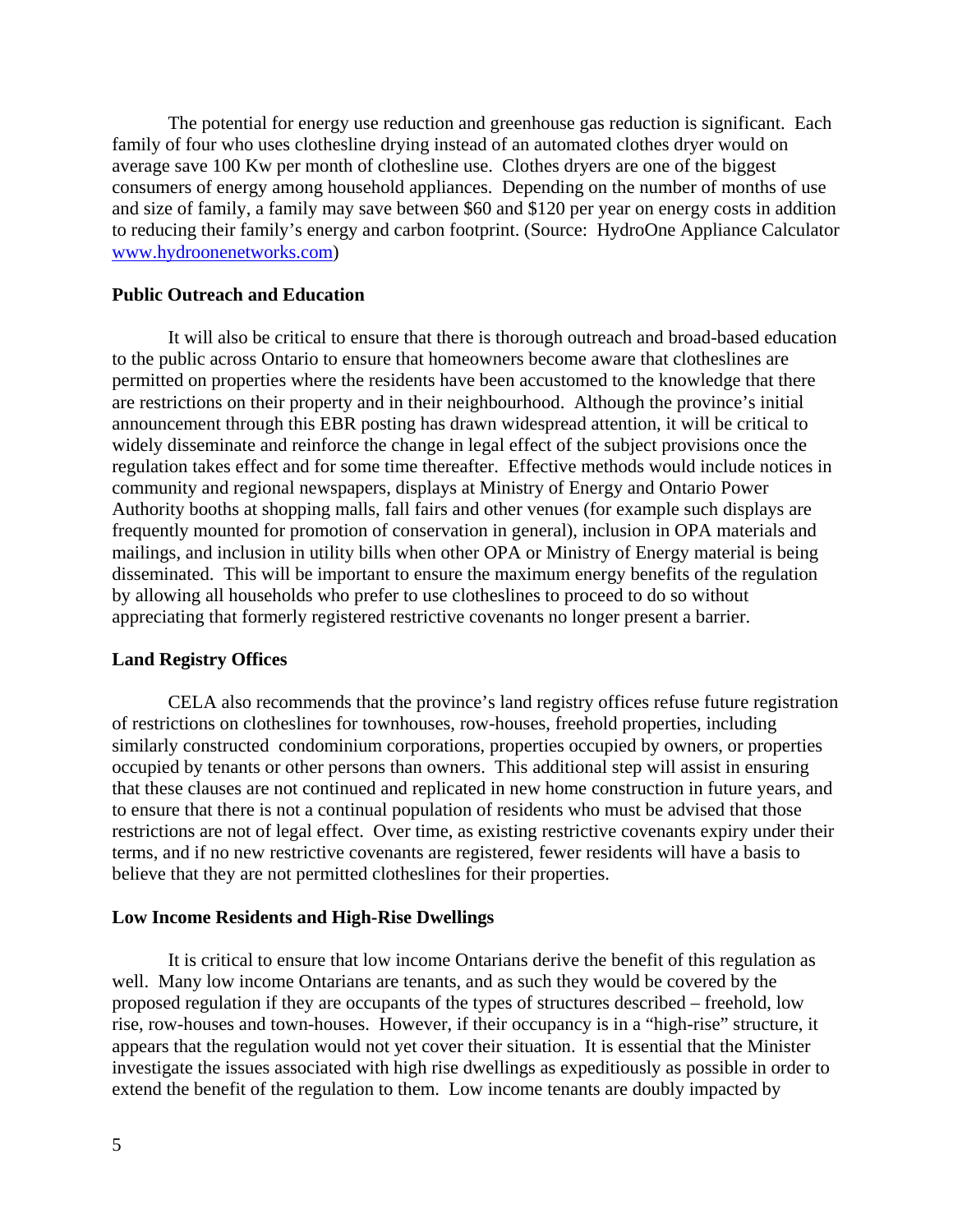The potential for energy use reduction and greenhouse gas reduction is significant. Each family of four who uses clothesline drying instead of an automated clothes dryer would on average save 100 Kw per month of clothesline use. Clothes dryers are one of the biggest consumers of energy among household appliances. Depending on the number of months of use and size of family, a family may save between $60 and $120 per year on energy costs in addition to reducing their family's energy and carbon footprint. (Source: HydroOne Appliance Calculator [www.hydroonenetworks.com](http://www.hydroonenetworks.com))

**Public Outreach and Education**

It will also be critical to ensure that there is thorough outreach and broad-based education to the public across Ontario to ensure that homeowners become aware that clotheslines are permitted on properties where the residents have been accustomed to the knowledge that there are restrictions on their property and in their neighbourhood. Although the province's initial announcement through this EBR posting has drawn widespread attention, it will be critical to widely disseminate and reinforce the change in legal effect of the subject provisions once the regulation takes effect and for some time thereafter. Effective methods would include notices in community and regional newspapers, displays at Ministry of Energy and Ontario Power Authority booths at shopping malls, fall fairs and other venues (for example such displays are frequently mounted for promotion of conservation in general), inclusion in OPA materials and mailings, and inclusion in utility bills when other OPA or Ministry of Energy material is being disseminated. This will be important to ensure the maximum energy benefits of the regulation by allowing all households who prefer to use clotheslines to proceed to do so without appreciating that formerly registered restrictive covenants no longer present a barrier.

**Land Registry Offices**

CELA also recommends that the province's land registry offices refuse future registration of restrictions on clotheslines for townhouses, row-houses, freehold properties, including similarly constructed condominium corporations, properties occupied by owners, or properties occupied by tenants or other persons than owners. This additional step will assist in ensuring that these clauses are not continued and replicated in new home construction in future years, and to ensure that there is not a continual population of residents who must be advised that those restrictions are not of legal effect. Over time, as existing restrictive covenants expiry under their terms, and if no new restrictive covenants are registered, fewer residents will have a basis to believe that they are not permitted clotheslines for their properties.

**Low Income Residents and High-Rise Dwellings**

It is critical to ensure that low income Ontarians derive the benefit of this regulation as well. Many low income Ontarians are tenants, and as such they would be covered by the proposed regulation if they are occupants of the types of structures described – freehold, low rise, row-houses and town-houses. However, if their occupancy is in a "high-rise" structure, it appears that the regulation would not yet cover their situation. It is essential that the Minister investigate the issues associated with high rise dwellings as expeditiously as possible in order to extend the benefit of the regulation to them. Low income tenants are doubly impacted by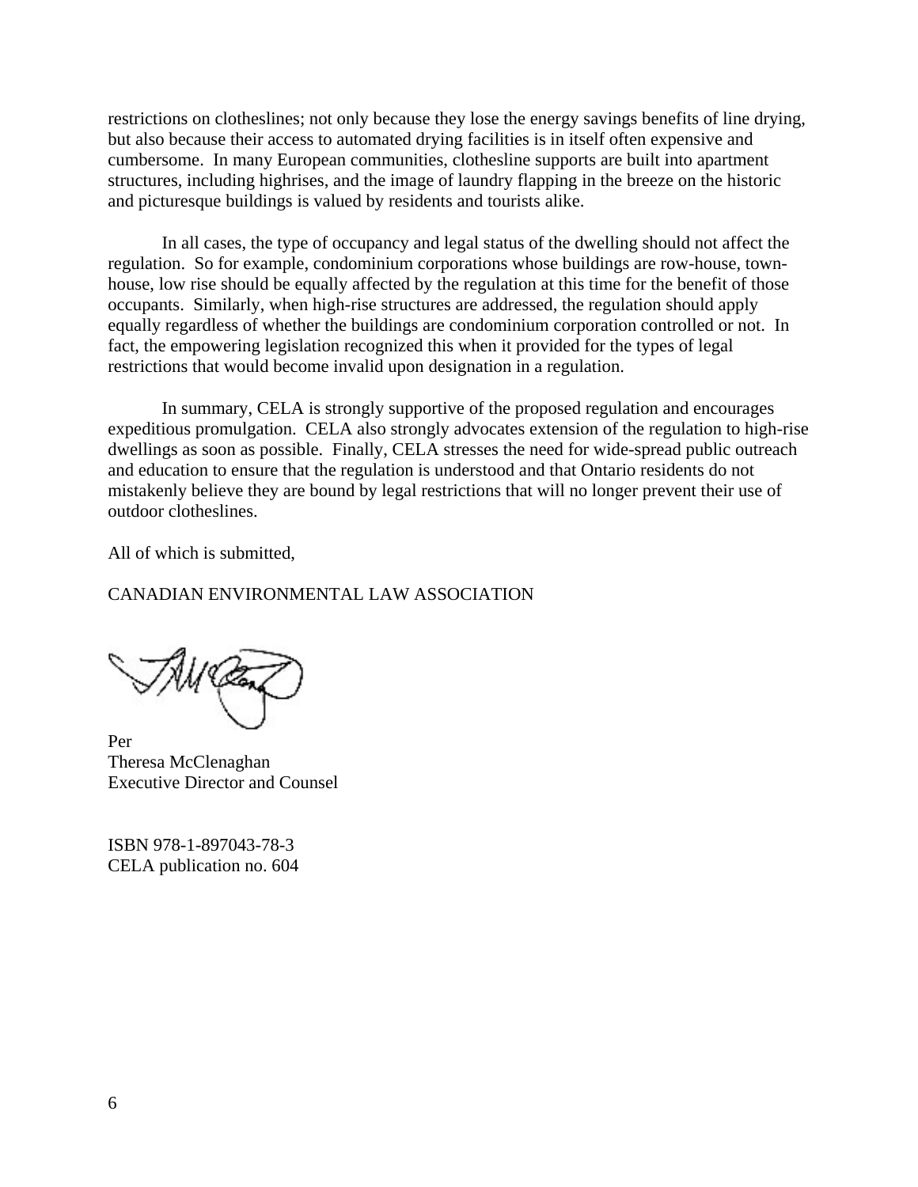restrictions on clotheslines; not only because they lose the energy savings benefits of line drying, but also because their access to automated drying facilities is in itself often expensive and cumbersome. In many European communities, clothesline supports are built into apartment structures, including highrises, and the image of laundry flapping in the breeze on the historic and picturesque buildings is valued by residents and tourists alike.

In all cases, the type of occupancy and legal status of the dwelling should not affect the regulation. So for example, condominium corporations whose buildings are row-house, town-house, low rise should be equally affected by the regulation at this time for the benefit of those occupants. Similarly, when high-rise structures are addressed, the regulation should apply equally regardless of whether the buildings are condominium corporation controlled or not. In fact, the empowering legislation recognized this when it provided for the types of legal restrictions that would become invalid upon designation in a regulation.

In summary, CELA is strongly supportive of the proposed regulation and encourages expeditious promulgation. CELA also strongly advocates extension of the regulation to high-rise dwellings as soon as possible. Finally, CELA stresses the need for wide-spread public outreach and education to ensure that the regulation is understood and that Ontario residents do not mistakenly believe they are bound by legal restrictions that will no longer prevent their use of outdoor clotheslines.

All of which is submitted,

CANADIAN ENVIRONMENTAL LAW ASSOCIATION

Per
Theresa McClenaghan
Executive Director and Counsel

ISBN 978-1-897043-78-3
CELA publication no. 604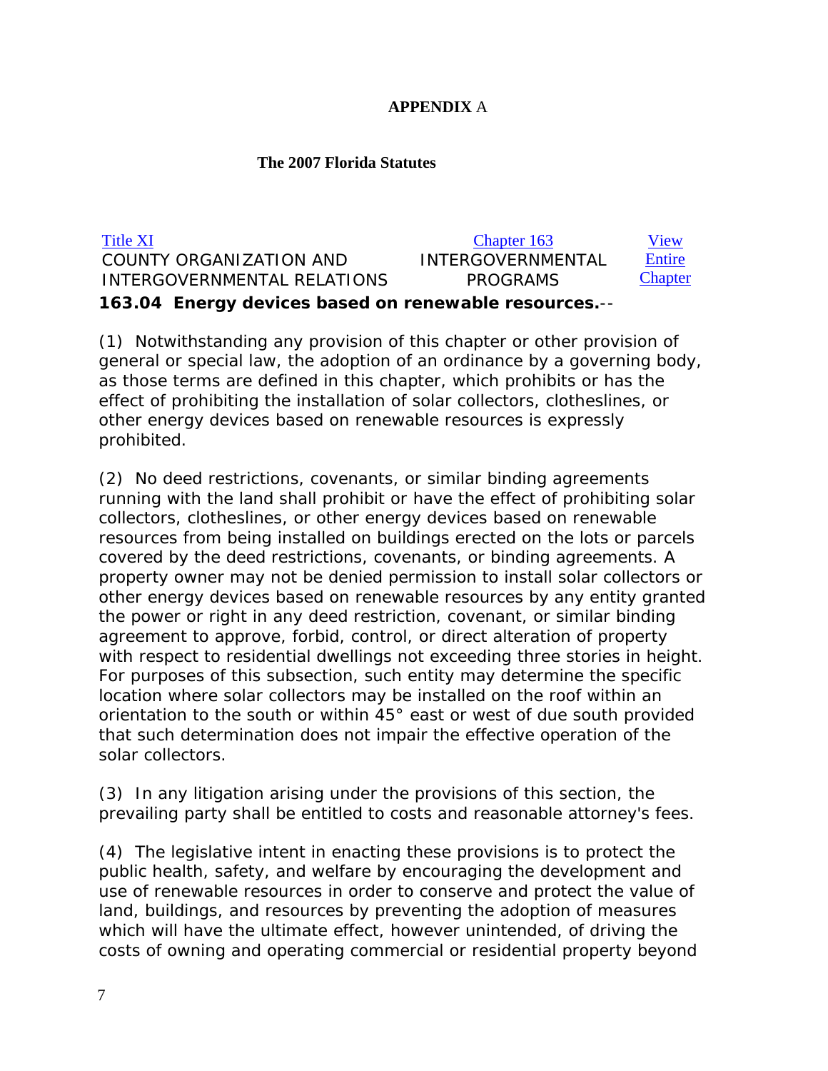**APPENDIX** A

**The 2007 Florida Statutes**

| Title XI | Chapter 163 | View Entire Chapter |
|---|---|---|
| COUNTY ORGANIZATION AND INTERGOVERNMENTAL RELATIONS | INTERGOVERNMENTAL PROGRAMS | |

**163.04 Energy devices based on renewable resources.**--

(1) Notwithstanding any provision of this chapter or other provision of general or special law, the adoption of an ordinance by a governing body, as those terms are defined in this chapter, which prohibits or has the effect of prohibiting the installation of solar collectors, clotheslines, or other energy devices based on renewable resources is expressly prohibited.

(2) No deed restrictions, covenants, or similar binding agreements running with the land shall prohibit or have the effect of prohibiting solar collectors, clotheslines, or other energy devices based on renewable resources from being installed on buildings erected on the lots or parcels covered by the deed restrictions, covenants, or binding agreements. A property owner may not be denied permission to install solar collectors or other energy devices based on renewable resources by any entity granted the power or right in any deed restriction, covenant, or similar binding agreement to approve, forbid, control, or direct alteration of property with respect to residential dwellings not exceeding three stories in height. For purposes of this subsection, such entity may determine the specific location where solar collectors may be installed on the roof within an orientation to the south or within 45° east or west of due south provided that such determination does not impair the effective operation of the solar collectors.

(3) In any litigation arising under the provisions of this section, the prevailing party shall be entitled to costs and reasonable attorney's fees.

(4) The legislative intent in enacting these provisions is to protect the public health, safety, and welfare by encouraging the development and use of renewable resources in order to conserve and protect the value of land, buildings, and resources by preventing the adoption of measures which will have the ultimate effect, however unintended, of driving the costs of owning and operating commercial or residential property beyond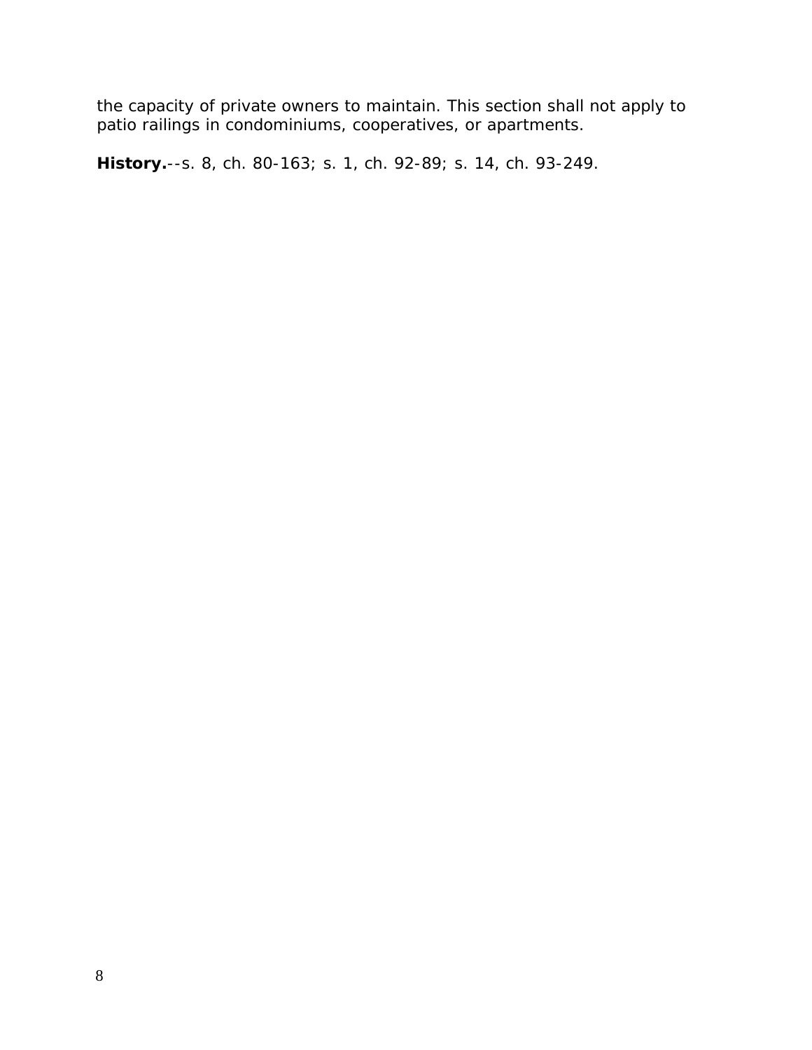the capacity of private owners to maintain. This section shall not apply to patio railings in condominiums, cooperatives, or apartments.

**History.**--s. 8, ch. 80-163; s. 1, ch. 92-89; s. 14, ch. 93-249.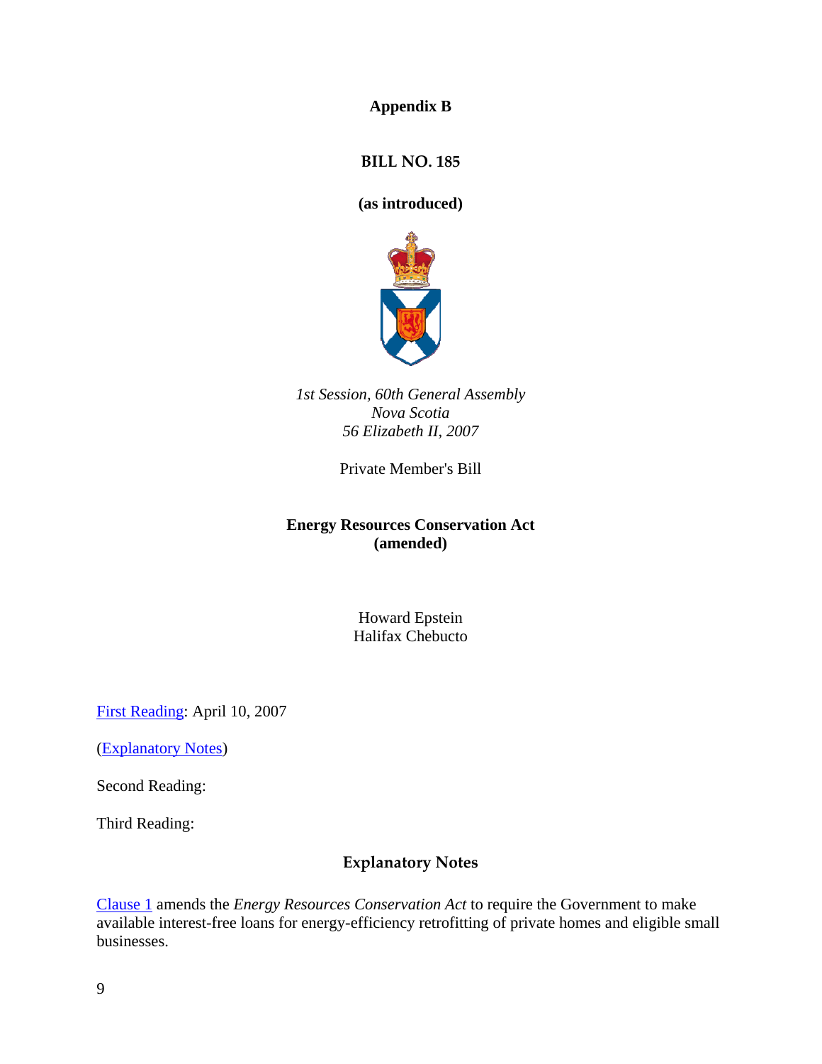**Appendix B**

**BILL NO. 185**

**(as introduced)**

*1st Session, 60th General Assembly*
*Nova Scotia*
*56 Elizabeth II, 2007*

Private Member's Bill

**Energy Resources Conservation Act**
**(amended)**

Howard Epstein
Halifax Chebucto

First Reading: April 10, 2007

(Explanatory Notes)

Second Reading:

Third Reading:

**Explanatory Notes**

Clause 1 amends the *Energy Resources Conservation Act* to require the Government to make available interest-free loans for energy-efficiency retrofitting of private homes and eligible small businesses.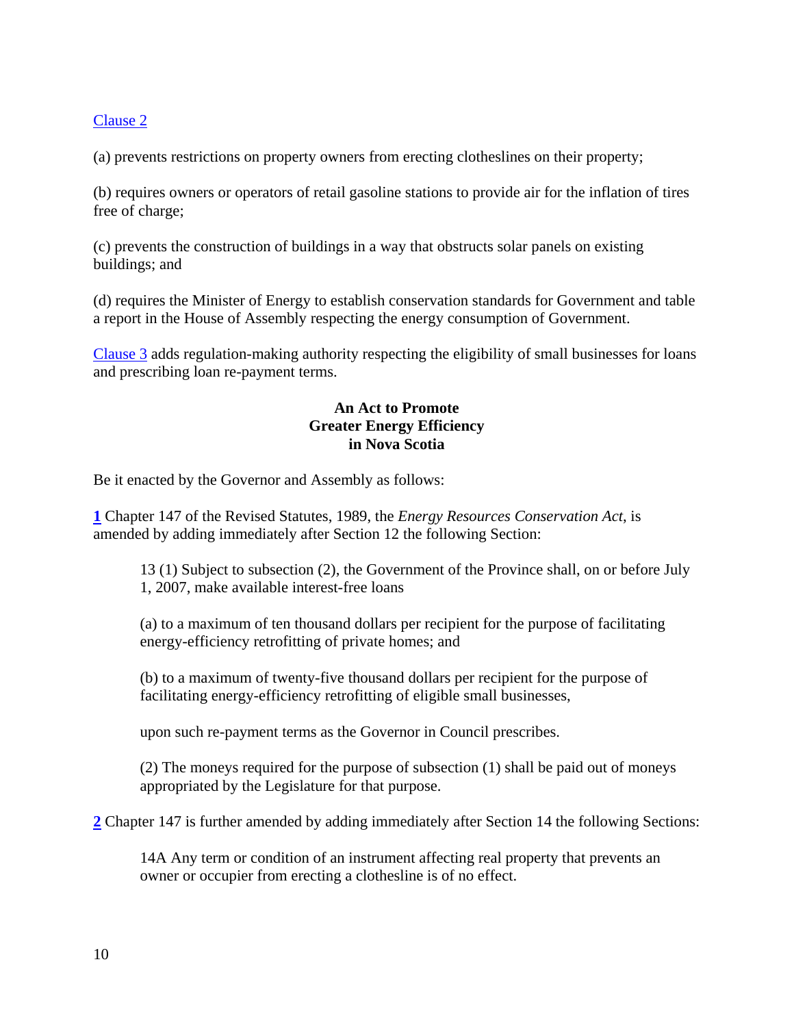Clause 2

(a) prevents restrictions on property owners from erecting clotheslines on their property;

(b) requires owners or operators of retail gasoline stations to provide air for the inflation of tires free of charge;

(c) prevents the construction of buildings in a way that obstructs solar panels on existing buildings; and

(d) requires the Minister of Energy to establish conservation standards for Government and table a report in the House of Assembly respecting the energy consumption of Government.

Clause 3 adds regulation-making authority respecting the eligibility of small businesses for loans and prescribing loan re-payment terms.

**An Act to Promote Greater Energy Efficiency in Nova Scotia**

Be it enacted by the Governor and Assembly as follows:

**1** Chapter 147 of the Revised Statutes, 1989, the *Energy Resources Conservation Act*, is amended by adding immediately after Section 12 the following Section:

> 13 (1) Subject to subsection (2), the Government of the Province shall, on or before July 1, 2007, make available interest-free loans
>
> (a) to a maximum of ten thousand dollars per recipient for the purpose of facilitating energy-efficiency retrofitting of private homes; and
>
> (b) to a maximum of twenty-five thousand dollars per recipient for the purpose of facilitating energy-efficiency retrofitting of eligible small businesses,
>
> upon such re-payment terms as the Governor in Council prescribes.
>
> (2) The moneys required for the purpose of subsection (1) shall be paid out of moneys appropriated by the Legislature for that purpose.

**2** Chapter 147 is further amended by adding immediately after Section 14 the following Sections:

> 14A Any term or condition of an instrument affecting real property that prevents an owner or occupier from erecting a clothesline is of no effect.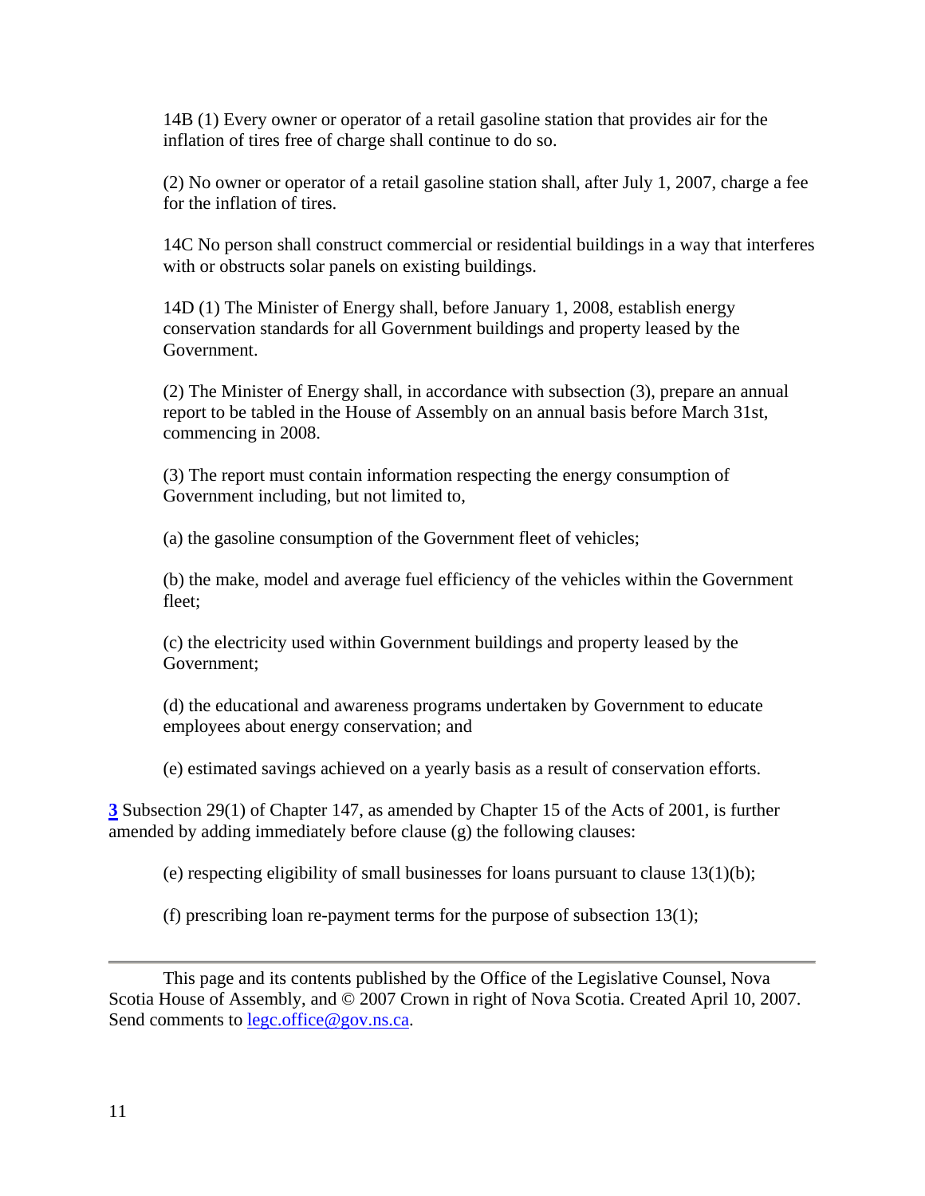14B (1) Every owner or operator of a retail gasoline station that provides air for the inflation of tires free of charge shall continue to do so.

(2) No owner or operator of a retail gasoline station shall, after July 1, 2007, charge a fee for the inflation of tires.

14C No person shall construct commercial or residential buildings in a way that interferes with or obstructs solar panels on existing buildings.

14D (1) The Minister of Energy shall, before January 1, 2008, establish energy conservation standards for all Government buildings and property leased by the Government.

(2) The Minister of Energy shall, in accordance with subsection (3), prepare an annual report to be tabled in the House of Assembly on an annual basis before March 31st, commencing in 2008.

(3) The report must contain information respecting the energy consumption of Government including, but not limited to,

(a) the gasoline consumption of the Government fleet of vehicles;

(b) the make, model and average fuel efficiency of the vehicles within the Government fleet;

(c) the electricity used within Government buildings and property leased by the Government;

(d) the educational and awareness programs undertaken by Government to educate employees about energy conservation; and

(e) estimated savings achieved on a yearly basis as a result of conservation efforts.

**3** Subsection 29(1) of Chapter 147, as amended by Chapter 15 of the Acts of 2001, is further amended by adding immediately before clause (g) the following clauses:

(e) respecting eligibility of small businesses for loans pursuant to clause 13(1)(b);

(f) prescribing loan re-payment terms for the purpose of subsection 13(1);

---

This page and its contents published by the Office of the Legislative Counsel, Nova Scotia House of Assembly, and © 2007 Crown in right of Nova Scotia. Created April 10, 2007. Send comments to legc.office@gov.ns.ca.